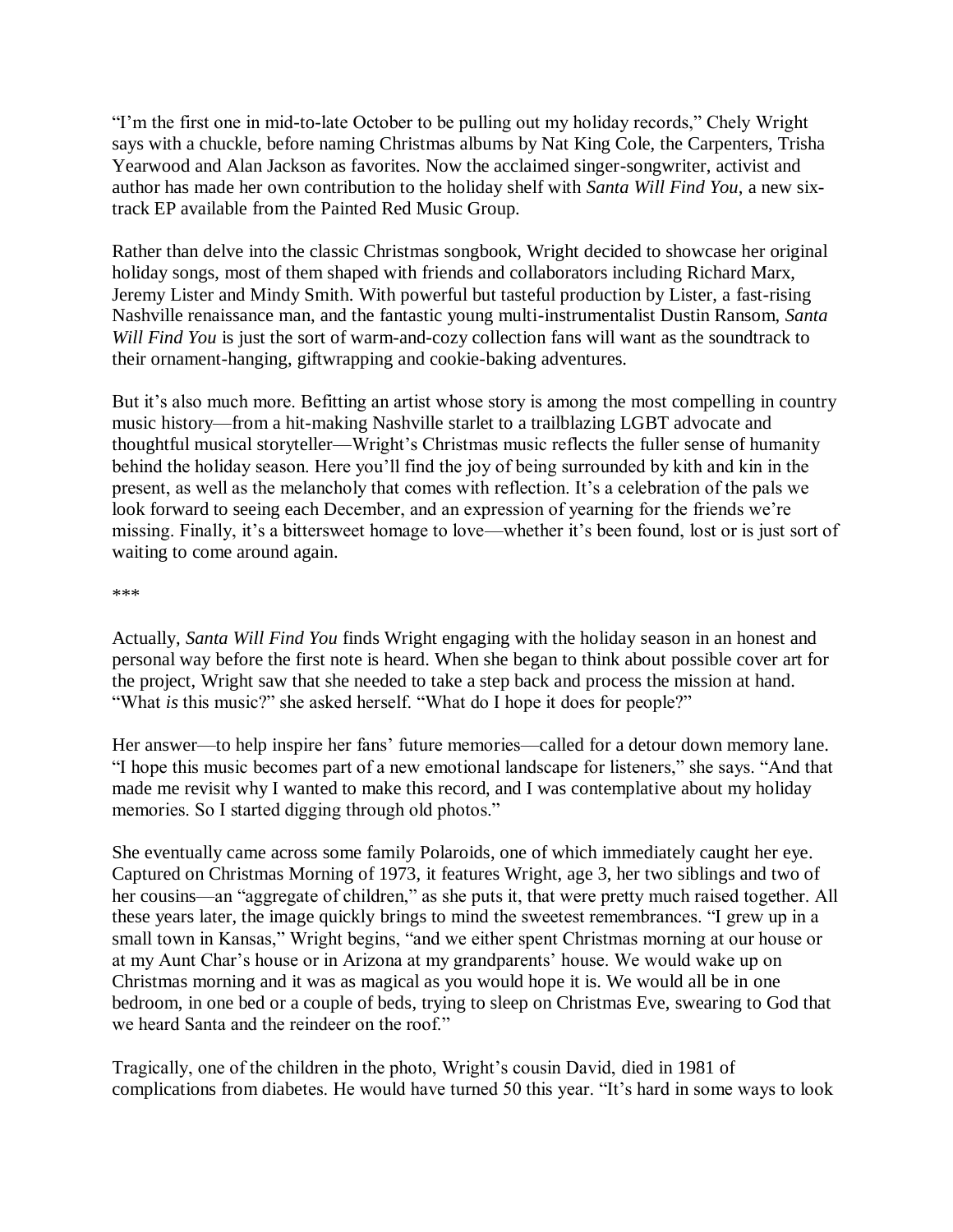"I'm the first one in mid-to-late October to be pulling out my holiday records," Chely Wright says with a chuckle, before naming Christmas albums by Nat King Cole, the Carpenters, Trisha Yearwood and Alan Jackson as favorites. Now the acclaimed singer-songwriter, activist and author has made her own contribution to the holiday shelf with *Santa Will Find You*, a new six-track EP available from the Painted Red Music Group.

Rather than delve into the classic Christmas songbook, Wright decided to showcase her original holiday songs, most of them shaped with friends and collaborators including Richard Marx, Jeremy Lister and Mindy Smith. With powerful but tasteful production by Lister, a fast-rising Nashville renaissance man, and the fantastic young multi-instrumentalist Dustin Ransom, *Santa Will Find You* is just the sort of warm-and-cozy collection fans will want as the soundtrack to their ornament-hanging, giftwrapping and cookie-baking adventures.

But it's also much more. Befitting an artist whose story is among the most compelling in country music history—from a hit-making Nashville starlet to a trailblazing LGBT advocate and thoughtful musical storyteller—Wright's Christmas music reflects the fuller sense of humanity behind the holiday season. Here you'll find the joy of being surrounded by kith and kin in the present, as well as the melancholy that comes with reflection. It's a celebration of the pals we look forward to seeing each December, and an expression of yearning for the friends we're missing. Finally, it's a bittersweet homage to love—whether it's been found, lost or is just sort of waiting to come around again.

***

Actually, *Santa Will Find You* finds Wright engaging with the holiday season in an honest and personal way before the first note is heard. When she began to think about possible cover art for the project, Wright saw that she needed to take a step back and process the mission at hand. "What *is* this music?" she asked herself. "What do I hope it does for people?"

Her answer—to help inspire her fans' future memories—called for a detour down memory lane. "I hope this music becomes part of a new emotional landscape for listeners," she says. "And that made me revisit why I wanted to make this record, and I was contemplative about my holiday memories. So I started digging through old photos."

She eventually came across some family Polaroids, one of which immediately caught her eye. Captured on Christmas Morning of 1973, it features Wright, age 3, her two siblings and two of her cousins—an "aggregate of children," as she puts it, that were pretty much raised together. All these years later, the image quickly brings to mind the sweetest remembrances. "I grew up in a small town in Kansas," Wright begins, "and we either spent Christmas morning at our house or at my Aunt Char's house or in Arizona at my grandparents' house. We would wake up on Christmas morning and it was as magical as you would hope it is. We would all be in one bedroom, in one bed or a couple of beds, trying to sleep on Christmas Eve, swearing to God that we heard Santa and the reindeer on the roof."

Tragically, one of the children in the photo, Wright's cousin David, died in 1981 of complications from diabetes. He would have turned 50 this year. "It's hard in some ways to look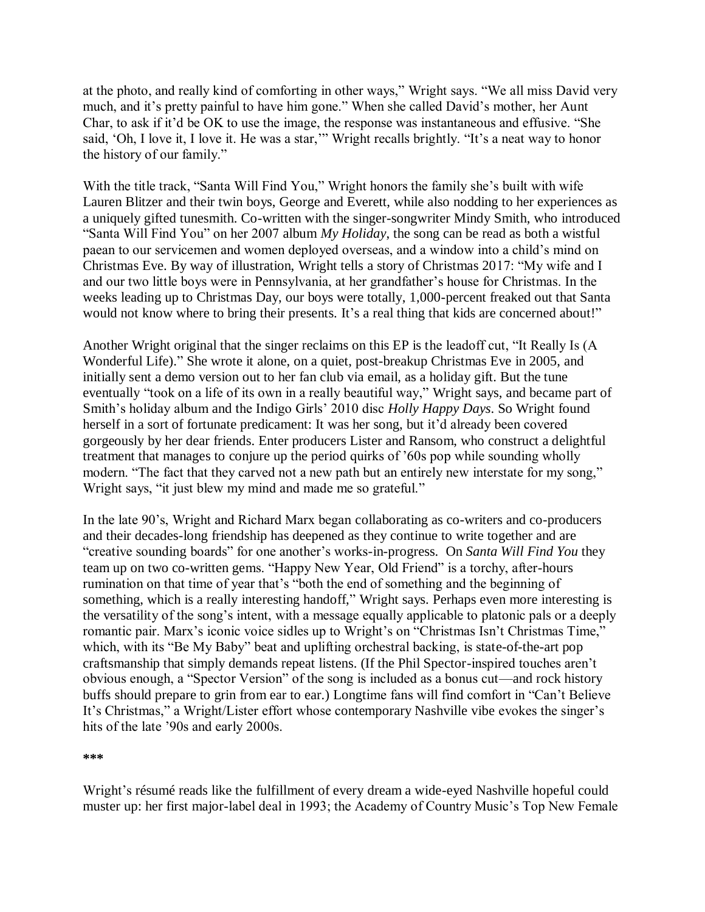at the photo, and really kind of comforting in other ways," Wright says. "We all miss David very much, and it's pretty painful to have him gone." When she called David's mother, her Aunt Char, to ask if it'd be OK to use the image, the response was instantaneous and effusive. "She said, 'Oh, I love it, I love it. He was a star,'" Wright recalls brightly. "It's a neat way to honor the history of our family."

With the title track, "Santa Will Find You," Wright honors the family she's built with wife Lauren Blitzer and their twin boys, George and Everett, while also nodding to her experiences as a uniquely gifted tunesmith. Co-written with the singer-songwriter Mindy Smith, who introduced "Santa Will Find You" on her 2007 album *My Holiday*, the song can be read as both a wistful paean to our servicemen and women deployed overseas, and a window into a child's mind on Christmas Eve. By way of illustration, Wright tells a story of Christmas 2017: "My wife and I and our two little boys were in Pennsylvania, at her grandfather's house for Christmas. In the weeks leading up to Christmas Day, our boys were totally, 1,000-percent freaked out that Santa would not know where to bring their presents. It's a real thing that kids are concerned about!"

Another Wright original that the singer reclaims on this EP is the leadoff cut, "It Really Is (A Wonderful Life)." She wrote it alone, on a quiet, post-breakup Christmas Eve in 2005, and initially sent a demo version out to her fan club via email, as a holiday gift. But the tune eventually "took on a life of its own in a really beautiful way," Wright says, and became part of Smith's holiday album and the Indigo Girls' 2010 disc *Holly Happy Days*. So Wright found herself in a sort of fortunate predicament: It was her song, but it'd already been covered gorgeously by her dear friends. Enter producers Lister and Ransom, who construct a delightful treatment that manages to conjure up the period quirks of '60s pop while sounding wholly modern. "The fact that they carved not a new path but an entirely new interstate for my song," Wright says, "it just blew my mind and made me so grateful."

In the late 90's, Wright and Richard Marx began collaborating as co-writers and co-producers and their decades-long friendship has deepened as they continue to write together and are "creative sounding boards" for one another's works-in-progress. On *Santa Will Find You* they team up on two co-written gems. "Happy New Year, Old Friend" is a torchy, after-hours rumination on that time of year that's "both the end of something and the beginning of something, which is a really interesting handoff," Wright says. Perhaps even more interesting is the versatility of the song's intent, with a message equally applicable to platonic pals or a deeply romantic pair. Marx's iconic voice sidles up to Wright's on "Christmas Isn't Christmas Time," which, with its "Be My Baby" beat and uplifting orchestral backing, is state-of-the-art pop craftsmanship that simply demands repeat listens. (If the Phil Spector-inspired touches aren't obvious enough, a "Spector Version" of the song is included as a bonus cut—and rock history buffs should prepare to grin from ear to ear.) Longtime fans will find comfort in "Can't Believe It's Christmas," a Wright/Lister effort whose contemporary Nashville vibe evokes the singer's hits of the late '90s and early 2000s.

**\*\*\***

Wright's résumé reads like the fulfillment of every dream a wide-eyed Nashville hopeful could muster up: her first major-label deal in 1993; the Academy of Country Music's Top New Female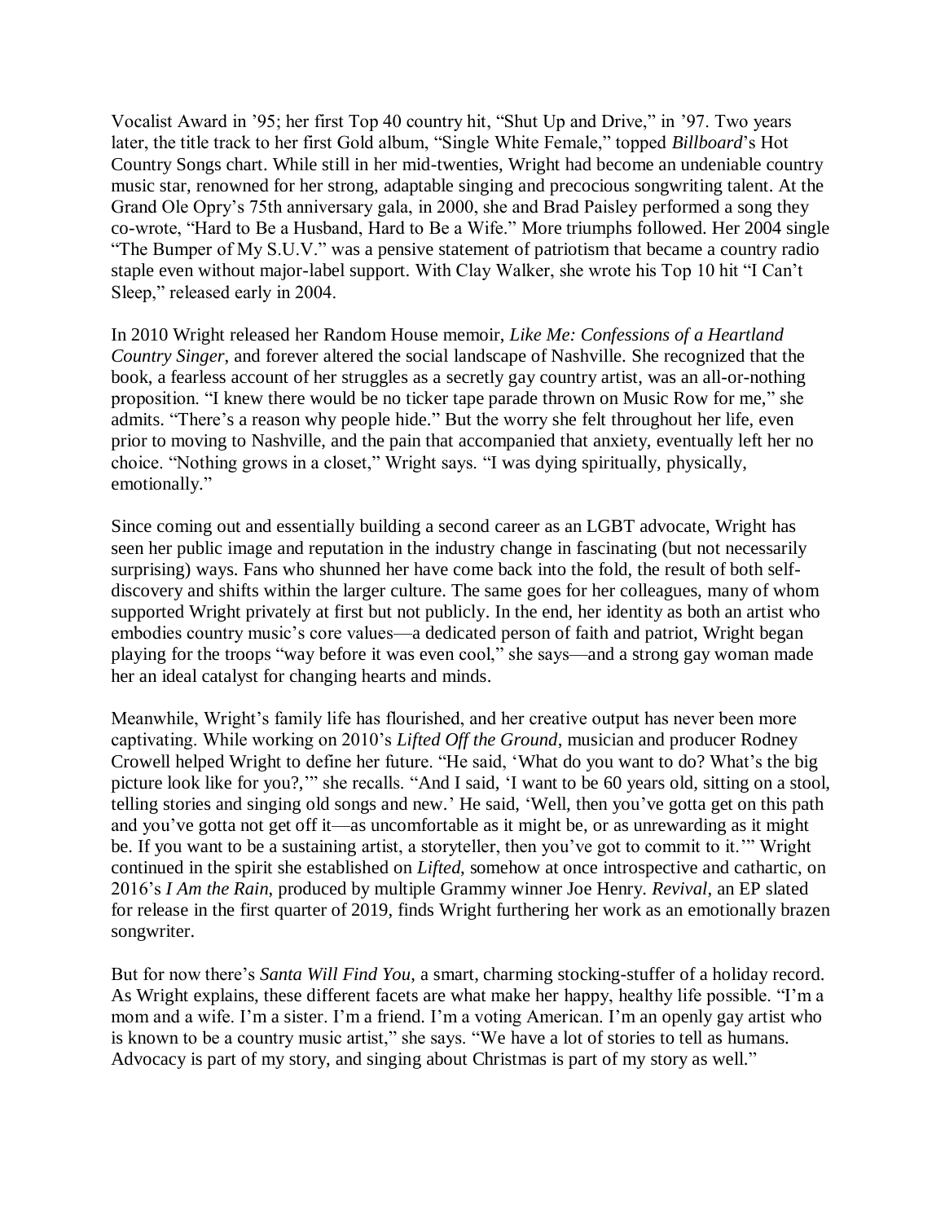Vocalist Award in '95; her first Top 40 country hit, "Shut Up and Drive," in '97. Two years later, the title track to her first Gold album, "Single White Female," topped *Billboard*'s Hot Country Songs chart. While still in her mid-twenties, Wright had become an undeniable country music star, renowned for her strong, adaptable singing and precocious songwriting talent. At the Grand Ole Opry's 75th anniversary gala, in 2000, she and Brad Paisley performed a song they co-wrote, "Hard to Be a Husband, Hard to Be a Wife." More triumphs followed. Her 2004 single "The Bumper of My S.U.V." was a pensive statement of patriotism that became a country radio staple even without major-label support. With Clay Walker, she wrote his Top 10 hit "I Can't Sleep," released early in 2004.

In 2010 Wright released her Random House memoir, *Like Me: Confessions of a Heartland Country Singer*, and forever altered the social landscape of Nashville. She recognized that the book, a fearless account of her struggles as a secretly gay country artist, was an all-or-nothing proposition. "I knew there would be no ticker tape parade thrown on Music Row for me," she admits. "There's a reason why people hide." But the worry she felt throughout her life, even prior to moving to Nashville, and the pain that accompanied that anxiety, eventually left her no choice. "Nothing grows in a closet," Wright says. "I was dying spiritually, physically, emotionally."

Since coming out and essentially building a second career as an LGBT advocate, Wright has seen her public image and reputation in the industry change in fascinating (but not necessarily surprising) ways. Fans who shunned her have come back into the fold, the result of both self-discovery and shifts within the larger culture. The same goes for her colleagues, many of whom supported Wright privately at first but not publicly. In the end, her identity as both an artist who embodies country music's core values—a dedicated person of faith and patriot, Wright began playing for the troops "way before it was even cool," she says—and a strong gay woman made her an ideal catalyst for changing hearts and minds.

Meanwhile, Wright's family life has flourished, and her creative output has never been more captivating. While working on 2010's *Lifted Off the Ground*, musician and producer Rodney Crowell helped Wright to define her future. "He said, 'What do you want to do? What's the big picture look like for you?,'" she recalls. "And I said, 'I want to be 60 years old, sitting on a stool, telling stories and singing old songs and new.' He said, 'Well, then you've gotta get on this path and you've gotta not get off it—as uncomfortable as it might be, or as unrewarding as it might be. If you want to be a sustaining artist, a storyteller, then you've got to commit to it.'" Wright continued in the spirit she established on *Lifted*, somehow at once introspective and cathartic, on 2016's *I Am the Rain*, produced by multiple Grammy winner Joe Henry. *Revival*, an EP slated for release in the first quarter of 2019, finds Wright furthering her work as an emotionally brazen songwriter.

But for now there's *Santa Will Find You*, a smart, charming stocking-stuffer of a holiday record. As Wright explains, these different facets are what make her happy, healthy life possible. "I'm a mom and a wife. I'm a sister. I'm a friend. I'm a voting American. I'm an openly gay artist who is known to be a country music artist," she says. "We have a lot of stories to tell as humans. Advocacy is part of my story, and singing about Christmas is part of my story as well."